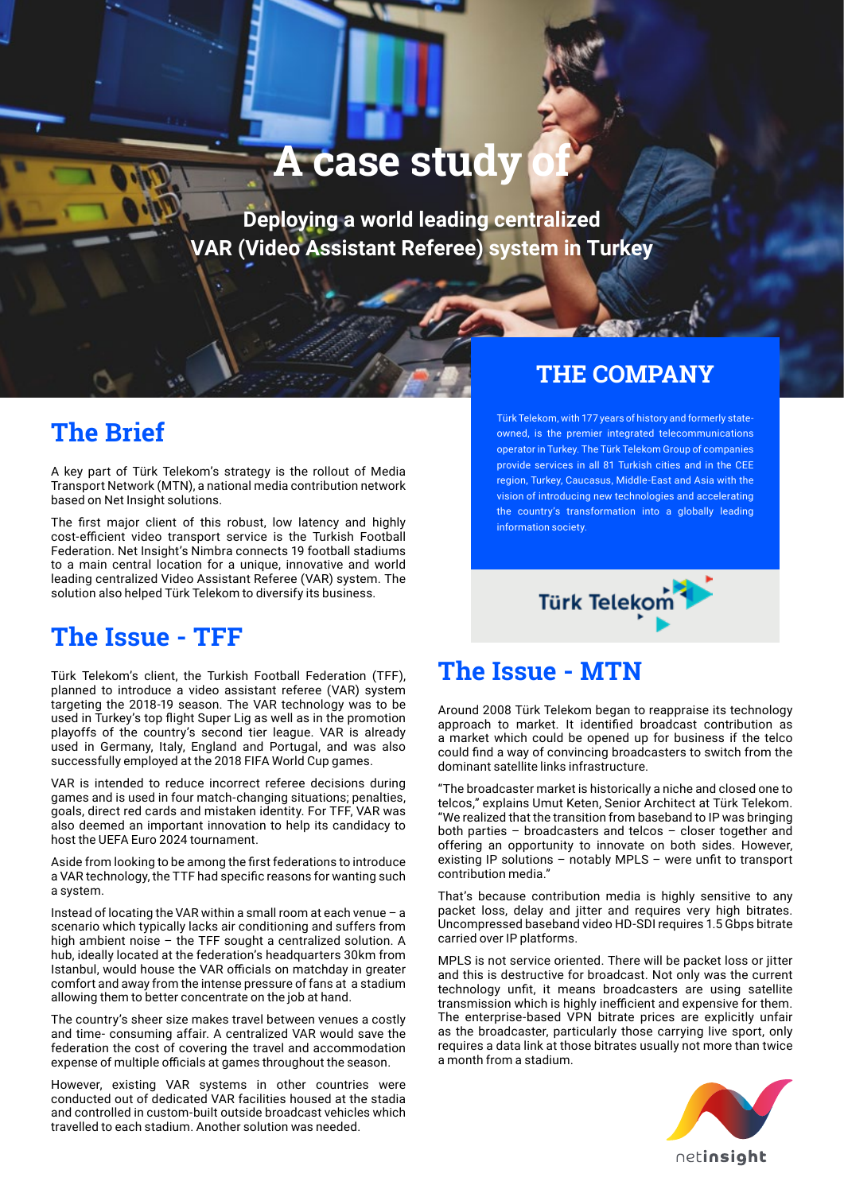# A case study of

## Deploying a world leading centralized VAR (Video Assistant Referee) system in Turkey

## The Brief

A key part of Türk Telekom's strategy is the rollout of Media Transport Network (MTN), a national media contribution network based on Net Insight solutions.

The first major client of this robust, low latency and highly cost-efficient video transport service is the Turkish Football Federation. Net Insight's Nimbra connects 19 football stadiums to a main central location for a unique, innovative and world leading centralized Video Assistant Referee (VAR) system. The solution also helped Türk Telekom to diversify its business.

## The Issue - TFF

Türk Telekom's client, the Turkish Football Federation (TFF), planned to introduce a video assistant referee (VAR) system targeting the 2018-19 season. The VAR technology was to be used in Turkey's top flight Super Lig as well as in the promotion playoffs of the country's second tier league. VAR is already used in Germany, Italy, England and Portugal, and was also successfully employed at the 2018 FIFA World Cup games.

VAR is intended to reduce incorrect referee decisions during games and is used in four match-changing situations; penalties, goals, direct red cards and mistaken identity. For TFF, VAR was also deemed an important innovation to help its candidacy to host the UEFA Euro 2024 tournament.

Aside from looking to be among the first federations to introduce a VAR technology, the TFF had specific reasons for wanting such a system.

Instead of locating the VAR within a small room at each venue – a scenario which typically lacks air conditioning and suffers from high ambient noise – the TFF sought a centralized solution. A hub, ideally located at the federation's headquarters 30km from Istanbul, would house the VAR officials on matchday in greater comfort and away from the intense pressure of fans at a stadium allowing them to better concentrate on the job at hand.

The country's sheer size makes travel between venues a costly and time- consuming affair. A centralized VAR would save the federation the cost of covering the travel and accommodation expense of multiple officials at games throughout the season.

However, existing VAR systems in other countries were conducted out of dedicated VAR facilities housed at the stadia and controlled in custom-built outside broadcast vehicles which travelled to each stadium. Another solution was needed.

## THE COMPANY

Türk Telekom, with 177 years of history and formerly state-owned, is the premier integrated telecommunications operator in Turkey. The Türk Telekom Group of companies provide services in all 81 Turkish cities and in the CEE region, Turkey, Caucasus, Middle-East and Asia with the vision of introducing new technologies and accelerating the country's transformation into a globally leading information society.

## The Issue - MTN

Around 2008 Türk Telekom began to reappraise its technology approach to market. It identified broadcast contribution as a market which could be opened up for business if the telco could find a way of convincing broadcasters to switch from the dominant satellite links infrastructure.

"The broadcaster market is historically a niche and closed one to telcos," explains Umut Keten, Senior Architect at Türk Telekom. "We realized that the transition from baseband to IP was bringing both parties – broadcasters and telcos – closer together and offering an opportunity to innovate on both sides. However, existing IP solutions – notably MPLS – were unfit to transport contribution media."

That's because contribution media is highly sensitive to any packet loss, delay and jitter and requires very high bitrates. Uncompressed baseband video HD-SDI requires 1.5 Gbps bitrate carried over IP platforms.

MPLS is not service oriented. There will be packet loss or jitter and this is destructive for broadcast. Not only was the current technology unfit, it means broadcasters are using satellite transmission which is highly inefficient and expensive for them. The enterprise-based VPN bitrate prices are explicitly unfair as the broadcaster, particularly those carrying live sport, only requires a data link at those bitrates usually not more than twice a month from a stadium.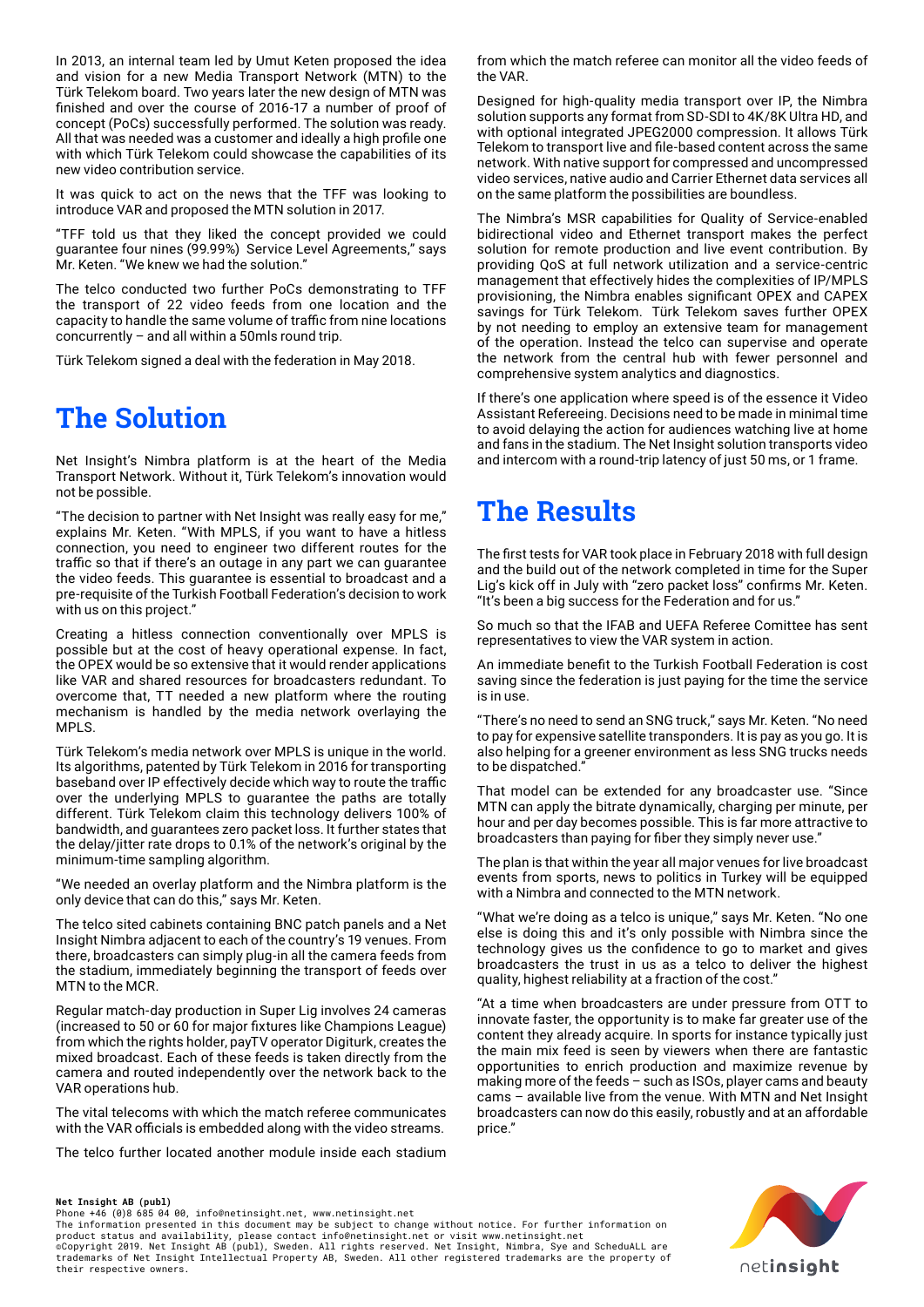In 2013, an internal team led by Umut Keten proposed the idea and vision for a new Media Transport Network (MTN) to the Türk Telekom board. Two years later the new design of MTN was finished and over the course of 2016-17 a number of proof of concept (PoCs) successfully performed. The solution was ready. All that was needed was a customer and ideally a high profile one with which Türk Telekom could showcase the capabilities of its new video contribution service.

It was quick to act on the news that the TFF was looking to introduce VAR and proposed the MTN solution in 2017.

"TFF told us that they liked the concept provided we could guarantee four nines (99.99%) Service Level Agreements," says Mr. Keten. "We knew we had the solution."

The telco conducted two further PoCs demonstrating to TFF the transport of 22 video feeds from one location and the capacity to handle the same volume of traffic from nine locations concurrently – and all within a 50mls round trip.

Türk Telekom signed a deal with the federation in May 2018.

# The Solution

Net Insight's Nimbra platform is at the heart of the Media Transport Network. Without it, Türk Telekom's innovation would not be possible.

"The decision to partner with Net Insight was really easy for me," explains Mr. Keten. "With MPLS, if you want to have a hitless connection, you need to engineer two different routes for the traffic so that if there's an outage in any part we can guarantee the video feeds. This guarantee is essential to broadcast and a pre-requisite of the Turkish Football Federation's decision to work with us on this project."

Creating a hitless connection conventionally over MPLS is possible but at the cost of heavy operational expense. In fact, the OPEX would be so extensive that it would render applications like VAR and shared resources for broadcasters redundant. To overcome that, TT needed a new platform where the routing mechanism is handled by the media network overlaying the MPLS.

Türk Telekom's media network over MPLS is unique in the world. Its algorithms, patented by Türk Telekom in 2016 for transporting baseband over IP effectively decide which way to route the traffic over the underlying MPLS to guarantee the paths are totally different. Türk Telekom claim this technology delivers 100% of bandwidth, and guarantees zero packet loss. It further states that the delay/jitter rate drops to 0.1% of the network's original by the minimum-time sampling algorithm.

"We needed an overlay platform and the Nimbra platform is the only device that can do this," says Mr. Keten.

The telco sited cabinets containing BNC patch panels and a Net Insight Nimbra adjacent to each of the country's 19 venues. From there, broadcasters can simply plug-in all the camera feeds from the stadium, immediately beginning the transport of feeds over MTN to the MCR.

Regular match-day production in Super Lig involves 24 cameras (increased to 50 or 60 for major fixtures like Champions League) from which the rights holder, payTV operator Digiturk, creates the mixed broadcast. Each of these feeds is taken directly from the camera and routed independently over the network back to the VAR operations hub.

The vital telecoms with which the match referee communicates with the VAR officials is embedded along with the video streams.

The telco further located another module inside each stadium from which the match referee can monitor all the video feeds of the VAR.

Designed for high-quality media transport over IP, the Nimbra solution supports any format from SD-SDI to 4K/8K Ultra HD, and with optional integrated JPEG2000 compression. It allows Türk Telekom to transport live and file-based content across the same network. With native support for compressed and uncompressed video services, native audio and Carrier Ethernet data services all on the same platform the possibilities are boundless.

The Nimbra's MSR capabilities for Quality of Service-enabled bidirectional video and Ethernet transport makes the perfect solution for remote production and live event contribution. By providing QoS at full network utilization and a service-centric management that effectively hides the complexities of IP/MPLS provisioning, the Nimbra enables significant OPEX and CAPEX savings for Türk Telekom. Türk Telekom saves further OPEX by not needing to employ an extensive team for management of the operation. Instead the telco can supervise and operate the network from the central hub with fewer personnel and comprehensive system analytics and diagnostics.

If there's one application where speed is of the essence it Video Assistant Refereeing. Decisions need to be made in minimal time to avoid delaying the action for audiences watching live at home and fans in the stadium. The Net Insight solution transports video and intercom with a round-trip latency of just 50 ms, or 1 frame.

# The Results

The first tests for VAR took place in February 2018 with full design and the build out of the network completed in time for the Super Lig's kick off in July with "zero packet loss" confirms Mr. Keten. "It's been a big success for the Federation and for us."

So much so that the IFAB and UEFA Referee Comittee has sent representatives to view the VAR system in action.

An immediate benefit to the Turkish Football Federation is cost saving since the federation is just paying for the time the service is in use.

"There's no need to send an SNG truck," says Mr. Keten. "No need to pay for expensive satellite transponders. It is pay as you go. It is also helping for a greener environment as less SNG trucks needs to be dispatched."

That model can be extended for any broadcaster use. "Since MTN can apply the bitrate dynamically, charging per minute, per hour and per day becomes possible. This is far more attractive to broadcasters than paying for fiber they simply never use."

The plan is that within the year all major venues for live broadcast events from sports, news to politics in Turkey will be equipped with a Nimbra and connected to the MTN network.

"What we're doing as a telco is unique," says Mr. Keten. "No one else is doing this and it's only possible with Nimbra since the technology gives us the confidence to go to market and gives broadcasters the trust in us as a telco to deliver the highest quality, highest reliability at a fraction of the cost."

"At a time when broadcasters are under pressure from OTT to innovate faster, the opportunity is to make far greater use of the content they already acquire. In sports for instance typically just the main mix feed is seen by viewers when there are fantastic opportunities to enrich production and maximize revenue by making more of the feeds – such as ISOs, player cams and beauty cams – available live from the venue. With MTN and Net Insight broadcasters can now do this easily, robustly and at an affordable price."

**Net Insight AB (publ)**
Phone +46 (0)8 685 04 00, info@netinsight.net, www.netinsight.net
The information presented in this document may be subject to change without notice. For further information on product status and availability, please contact info@netinsight.net or visit www.netinsight.net
©Copyright 2019. Net Insight AB (publ), Sweden. All rights reserved. Net Insight, Nimbra, Sye and ScheduALL are trademarks of Net Insight Intellectual Property AB, Sweden. All other registered trademarks are the property of their respective owners.

netinsight